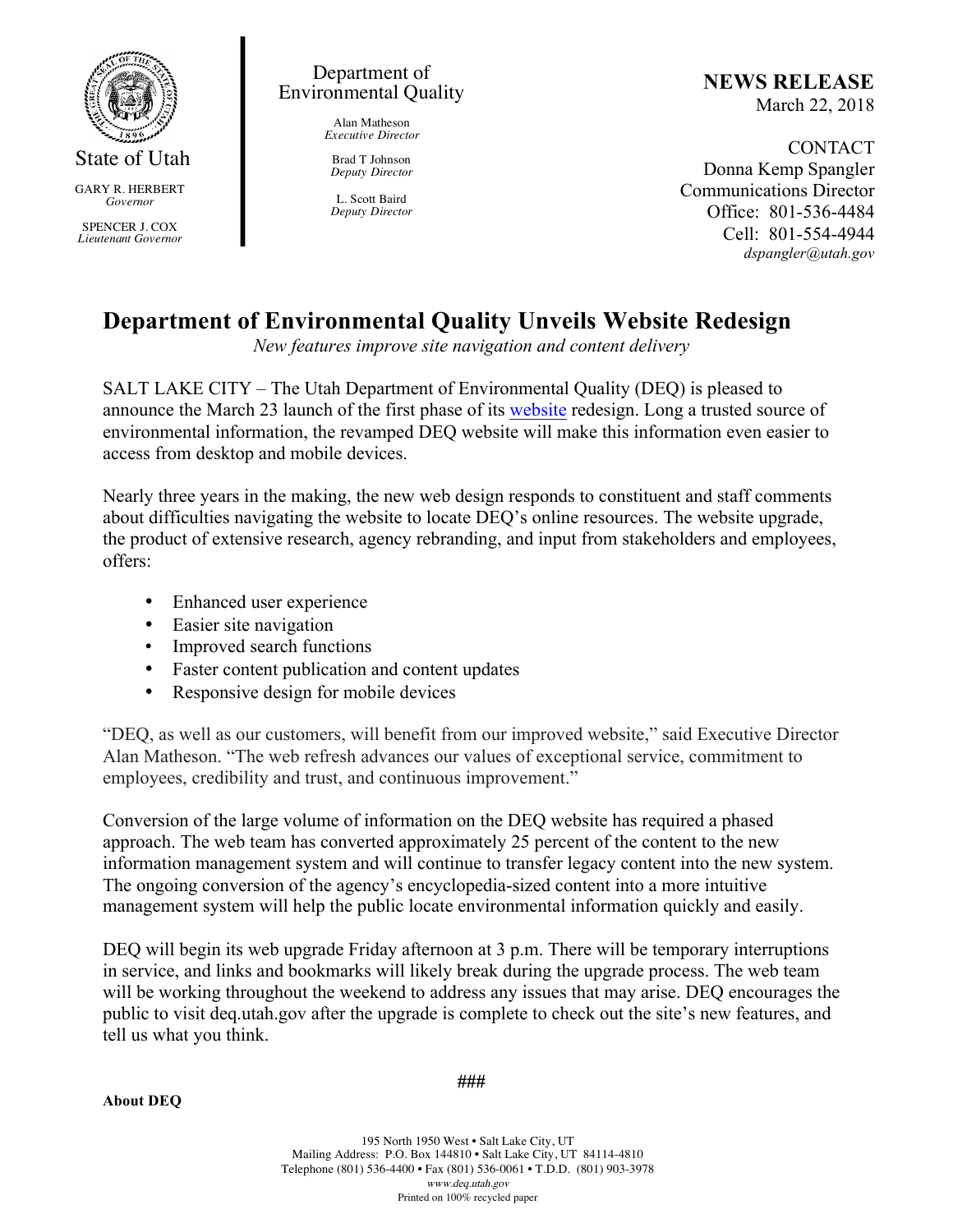State of Utah

GARY R. HERBERT
*Governor*

SPENCER J. COX
*Lieutenant Governor*

Department of Environmental Quality

Alan Matheson
*Executive Director*

Brad T Johnson
*Deputy Director*

L. Scott Baird
*Deputy Director*

**NEWS RELEASE**
March 22, 2018

CONTACT
Donna Kemp Spangler
Communications Director
Office: 801-536-4484
Cell: 801-554-4944
*dspangler@utah.gov*

# Department of Environmental Quality Unveils Website Redesign

*New features improve site navigation and content delivery*

SALT LAKE CITY – The Utah Department of Environmental Quality (DEQ) is pleased to announce the March 23 launch of the first phase of its website redesign. Long a trusted source of environmental information, the revamped DEQ website will make this information even easier to access from desktop and mobile devices.

Nearly three years in the making, the new web design responds to constituent and staff comments about difficulties navigating the website to locate DEQ's online resources. The website upgrade, the product of extensive research, agency rebranding, and input from stakeholders and employees, offers:

- Enhanced user experience
- Easier site navigation
- Improved search functions
- Faster content publication and content updates
- Responsive design for mobile devices

"DEQ, as well as our customers, will benefit from our improved website," said Executive Director Alan Matheson. "The web refresh advances our values of exceptional service, commitment to employees, credibility and trust, and continuous improvement."

Conversion of the large volume of information on the DEQ website has required a phased approach. The web team has converted approximately 25 percent of the content to the new information management system and will continue to transfer legacy content into the new system. The ongoing conversion of the agency's encyclopedia-sized content into a more intuitive management system will help the public locate environmental information quickly and easily.

DEQ will begin its web upgrade Friday afternoon at 3 p.m. There will be temporary interruptions in service, and links and bookmarks will likely break during the upgrade process. The web team will be working throughout the weekend to address any issues that may arise. DEQ encourages the public to visit deq.utah.gov after the upgrade is complete to check out the site's new features, and tell us what you think.

###

**About DEQ**

195 North 1950 West • Salt Lake City, UT
Mailing Address: P.O. Box 144810 • Salt Lake City, UT 84114-4810
Telephone (801) 536-4400 • Fax (801) 536-0061 • T.D.D. (801) 903-3978
*www.deq.utah.gov*
Printed on 100% recycled paper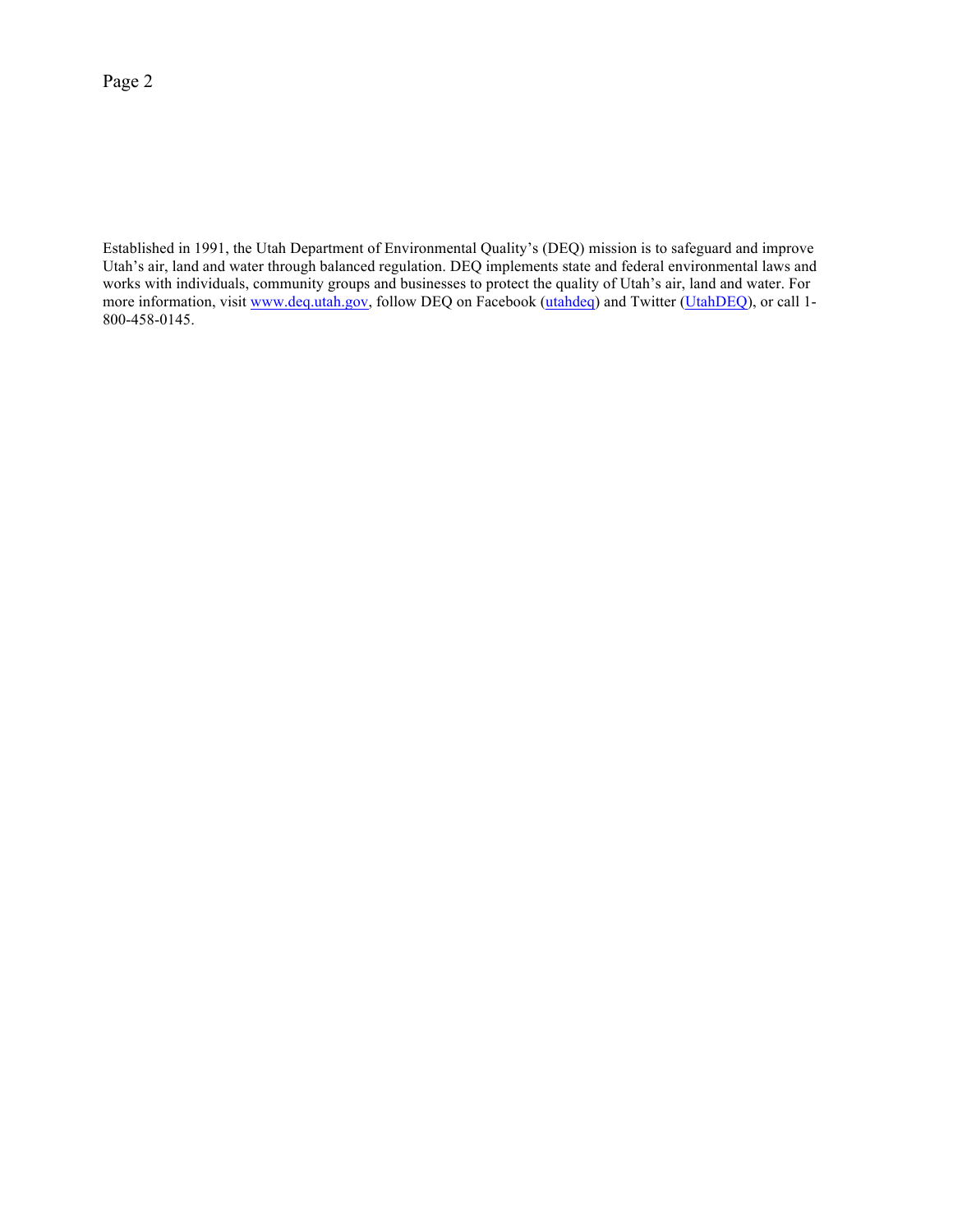Established in 1991, the Utah Department of Environmental Quality's (DEQ) mission is to safeguard and improve Utah's air, land and water through balanced regulation. DEQ implements state and federal environmental laws and works with individuals, community groups and businesses to protect the quality of Utah's air, land and water. For more information, visit www.deq.utah.gov, follow DEQ on Facebook (utahdeq) and Twitter (UtahDEQ), or call 1-800-458-0145.